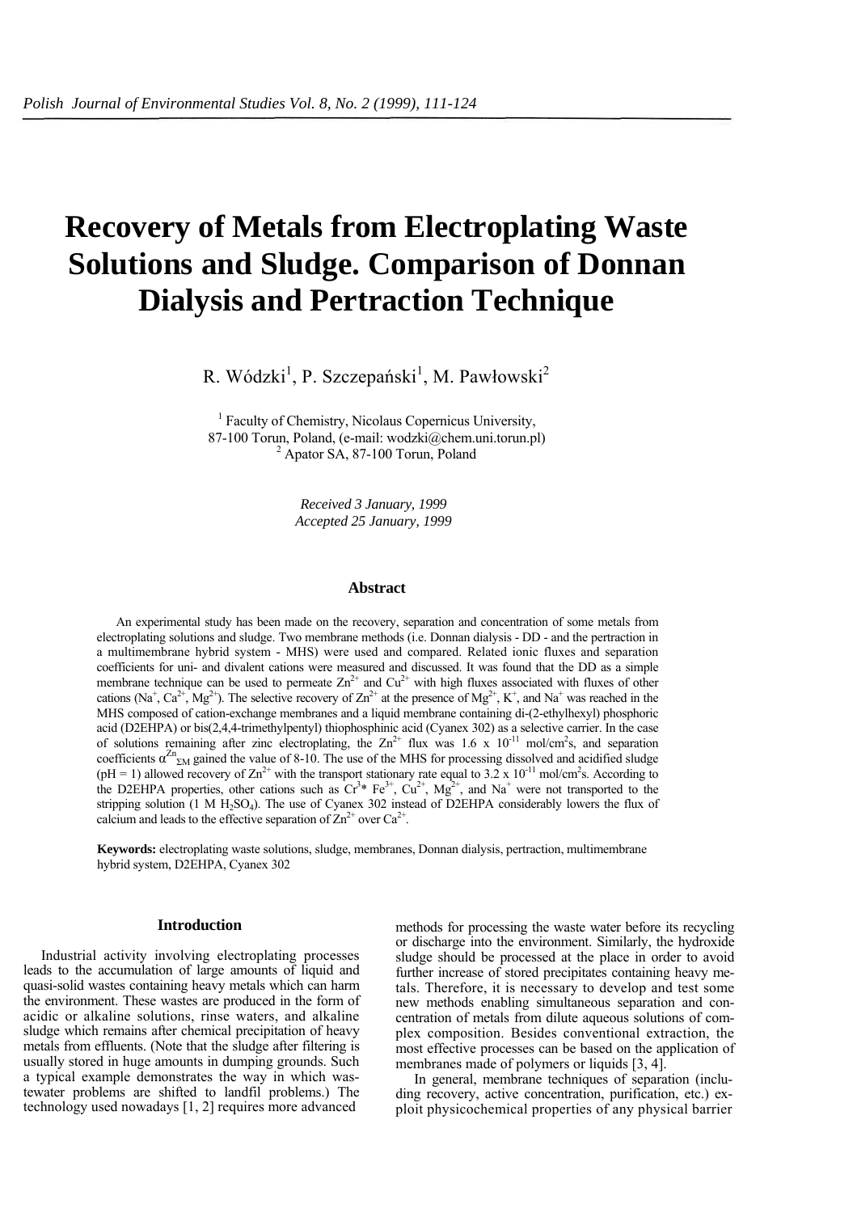# Recovery of Metals from Electroplating Waste Solutions and Sludge. Comparison of Donnan Dialysis and Pertraction Technique

R. Wódzki[1], P. Szczepański[1], M. Pawłowski[2]

[1] Faculty of Chemistry, Nicolaus Copernicus University, 87-100 Torun, Poland, (e-mail: wodzki@chem.uni.torun.pl)
[2] Apator SA, 87-100 Torun, Poland

*Received 3 January, 1999*
*Accepted 25 January, 1999*

### Abstract

An experimental study has been made on the recovery, separation and concentration of some metals from electroplating solutions and sludge. Two membrane methods (i.e. Donnan dialysis - DD - and the pertraction in a multimembrane hybrid system - MHS) were used and compared. Related ionic fluxes and separation coefficients for uni- and divalent cations were measured and discussed. It was found that the DD as a simple membrane technique can be used to permeate $Zn^{2+}$ and $Cu^{2+}$ with high fluxes associated with fluxes of other cations ($Na^{+}$, $Ca^{2+}$, $Mg^{2+}$). The selective recovery of $Zn^{2+}$ at the presence of $Mg^{2+}$, $K^{+}$, and $Na^{+}$ was reached in the MHS composed of cation-exchange membranes and a liquid membrane containing di-(2-ethylhexyl) phosphoric acid (D2EHPA) or bis(2,4,4-trimethylpentyl) thiophosphinic acid (Cyanex 302) as a selective carrier. In the case of solutions remaining after zinc electroplating, the $Zn^{2+}$ flux was 1.6 x $10^{-11}$ mol/cm$^2$s, and separation coefficients $\alpha^{Zn}_{\Sigma M}$ gained the value of 8-10. The use of the MHS for processing dissolved and acidified sludge (pH = 1) allowed recovery of $Zn^{2+}$ with the transport stationary rate equal to 3.2 x $10^{-11}$ mol/cm$^2$s. According to the D2EHPA properties, other cations such as $Cr^{3+}$* $Fe^{3+}$, $Cu^{2+}$, $Mg^{2+}$, and $Na^{+}$ were not transported to the stripping solution (1 M $H_2SO_4$). The use of Cyanex 302 instead of D2EHPA considerably lowers the flux of calcium and leads to the effective separation of $Zn^{2+}$ over $Ca^{2+}$.

**Keywords:** electroplating waste solutions, sludge, membranes, Donnan dialysis, pertraction, multimembrane hybrid system, D2EHPA, Cyanex 302

### Introduction

Industrial activity involving electroplating processes leads to the accumulation of large amounts of liquid and quasi-solid wastes containing heavy metals which can harm the environment. These wastes are produced in the form of acidic or alkaline solutions, rinse waters, and alkaline sludge which remains after chemical precipitation of heavy metals from effluents. (Note that the sludge after filtering is usually stored in huge amounts in dumping grounds. Such a typical example demonstrates the way in which wastewater problems are shifted to landfil problems.) The technology used nowadays [1, 2] requires more advanced methods for processing the waste water before its recycling or discharge into the environment. Similarly, the hydroxide sludge should be processed at the place in order to avoid further increase of stored precipitates containing heavy metals. Therefore, it is necessary to develop and test some new methods enabling simultaneous separation and concentration of metals from dilute aqueous solutions of complex composition. Besides conventional extraction, the most effective processes can be based on the application of membranes made of polymers or liquids [3, 4].

In general, membrane techniques of separation (including recovery, active concentration, purification, etc.) exploit physicochemical properties of any physical barrier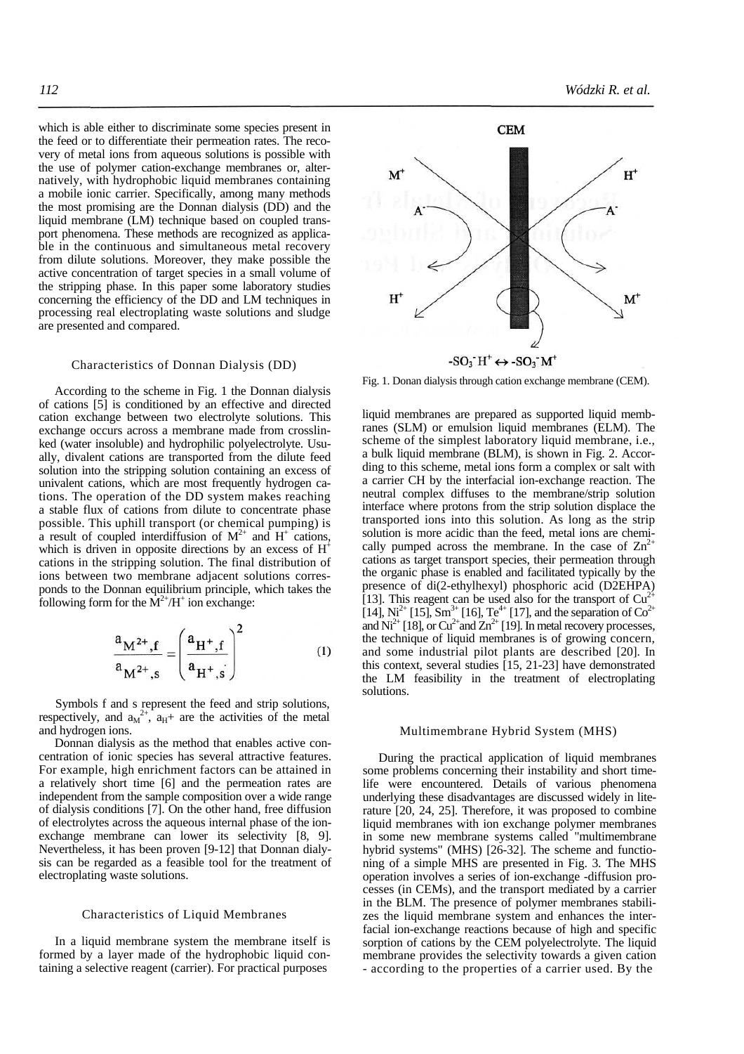which is able either to discriminate some species present in the feed or to differentiate their permeation rates. The recovery of metal ions from aqueous solutions is possible with the use of polymer cation-exchange membranes or, alternatively, with hydrophobic liquid membranes containing a mobile ionic carrier. Specifically, among many methods the most promising are the Donnan dialysis (DD) and the liquid membrane (LM) technique based on coupled transport phenomena. These methods are recognized as applicable in the continuous and simultaneous metal recovery from dilute solutions. Moreover, they make possible the active concentration of target species in a small volume of the stripping phase. In this paper some laboratory studies concerning the efficiency of the DD and LM techniques in processing real electroplating waste solutions and sludge are presented and compared.

## Characteristics of Donnan Dialysis (DD)

According to the scheme in Fig. 1 the Donnan dialysis of cations [5] is conditioned by an effective and directed cation exchange between two electrolyte solutions. This exchange occurs across a membrane made from crosslinked (water insoluble) and hydrophilic polyelectrolyte. Usually, divalent cations are transported from the dilute feed solution into the stripping solution containing an excess of univalent cations, which are most frequently hydrogen cations. The operation of the DD system makes reaching a stable flux of cations from dilute to concentrate phase possible. This uphill transport (or chemical pumping) is a result of coupled interdiffusion of $M^{2+}$ and $H^+$ cations, which is driven in opposite directions by an excess of $H^+$ cations in the stripping solution. The final distribution of ions between two membrane adjacent solutions corresponds to the Donnan equilibrium principle, which takes the following form for the $M^{2+}/H^+$ ion exchange:

$$\frac{a_{M^{2+},f}}{a_{M^{2+},s}} = \left(\frac{a_{H^+,f}}{a_{H^+,s}}\right)^2 \qquad (1)$$

Symbols f and s represent the feed and strip solutions, respectively, and $a_{M^{2+}}$, $a_{H^+}$ are the activities of the metal and hydrogen ions.

Donnan dialysis as the method that enables active concentration of ionic species has several attractive features. For example, high enrichment factors can be attained in a relatively short time [6] and the permeation rates are independent from the sample composition over a wide range of dialysis conditions [7]. On the other hand, free diffusion of electrolytes across the aqueous internal phase of the ion-exchange membrane can lower its selectivity [8, 9]. Nevertheless, it has been proven [9-12] that Donnan dialysis can be regarded as a feasible tool for the treatment of electroplating waste solutions.

## Characteristics of Liquid Membranes

In a liquid membrane system the membrane itself is formed by a layer made of the hydrophobic liquid containing a selective reagent (carrier). For practical purposes liquid membranes are prepared as supported liquid membranes (SLM) or emulsion liquid membranes (ELM). The scheme of the simplest laboratory liquid membrane, i.e., a bulk liquid membrane (BLM), is shown in Fig. 2. According to this scheme, metal ions form a complex or salt with a carrier CH by the interfacial ion-exchange reaction. The neutral complex diffuses to the membrane/strip solution interface where protons from the strip solution displace the transported ions into this solution. As long as the strip solution is more acidic than the feed, metal ions are chemically pumped across the membrane. In the case of $Zn^{2+}$ cations as target transport species, their permeation through the organic phase is enabled and facilitated typically by the presence of di(2-ethylhexyl) phosphoric acid (D2EHPA) [13]. This reagent can be used also for the transport of $Cu^{2+}$ [14], $Ni^{2+}$ [15], $Sm^{3+}$ [16], $Te^{4+}$ [17], and the separation of $Co^{2+}$ and $Ni^{2+}$ [18], or $Cu^{2+}$ and $Zn^{2+}$ [19]. In metal recovery processes, the technique of liquid membranes is of growing concern, and some industrial pilot plants are described [20]. In this context, several studies [15, 21-23] have demonstrated the LM feasibility in the treatment of electroplating solutions.

CEM

$M^+$ $H^+$ $A^-$ $A^-$ $H^+$ $M^+$

$-SO_3^-H^+ \leftrightarrow -SO_3^-M^+$

Fig. 1. Donan dialysis through cation exchange membrane (CEM).

## Multimembrane Hybrid System (MHS)

During the practical application of liquid membranes some problems concerning their instability and short time-life were encountered. Details of various phenomena underlying these disadvantages are discussed widely in literature [20, 24, 25]. Therefore, it was proposed to combine liquid membranes with ion exchange polymer membranes in some new membrane systems called "multimembrane hybrid systems" (MHS) [26-32]. The scheme and functioning of a simple MHS are presented in Fig. 3. The MHS operation involves a series of ion-exchange -diffusion processes (in CEMs), and the transport mediated by a carrier in the BLM. The presence of polymer membranes stabilizes the liquid membrane system and enhances the interfacial ion-exchange reactions because of high and specific sorption of cations by the CEM polyelectrolyte. The liquid membrane provides the selectivity towards a given cation - according to the properties of a carrier used. By the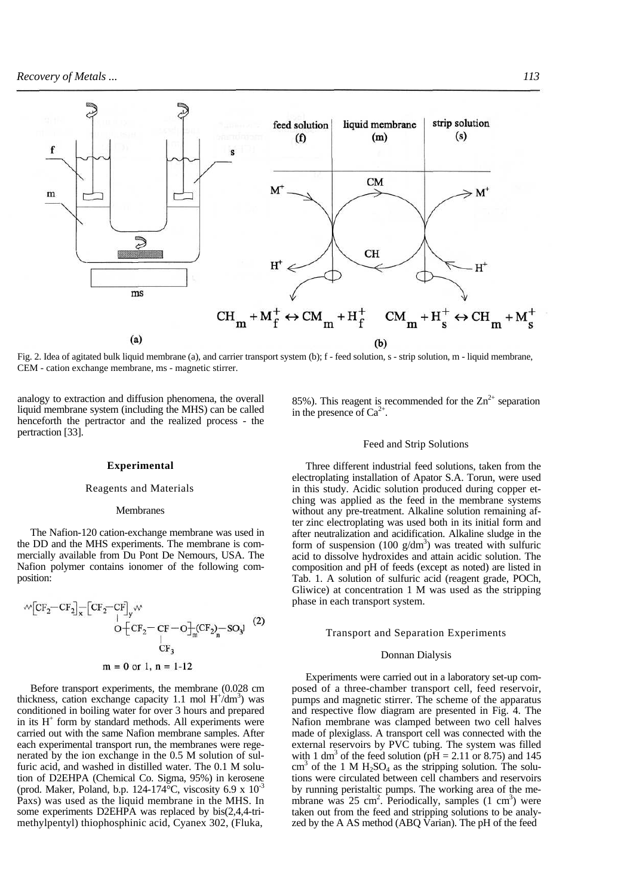$$CH_m + M_f^+ \leftrightarrow CM_m + H_f^+ \qquad CM_m + H_s^+ \leftrightarrow CH_m + M_s^+$$

Fig. 2. Idea of agitated bulk liquid membrane (a), and carrier transport system (b); f - feed solution, s - strip solution, m - liquid membrane, CEM - cation exchange membrane, ms - magnetic stirrer.

analogy to extraction and diffusion phenomena, the overall liquid membrane system (including the MHS) can be called henceforth the pertractor and the realized process - the pertraction [33].

## Experimental

### Reagents and Materials

#### Membranes

The Nafion-120 cation-exchange membrane was used in the DD and the MHS experiments. The membrane is commercially available from Du Pont De Nemours, USA. The Nafion polymer contains ionomer of the following composition:

$$\sim[CF_2-CF_2]_x-[CF_2-CF]_y\sim \quad \text{with} \quad O-[CF_2-CF(CF_3)-O]_m-(CF_2)_n-SO_3^- \tag{2}$$

$m = 0$ or $1$, $n = 1$-$12$

Before transport experiments, the membrane (0.028 cm thickness, cation exchange capacity 1.1 mol $H^+/dm^3$) was conditioned in boiling water for over 3 hours and prepared in its $H^+$ form by standard methods. All experiments were carried out with the same Nafion membrane samples. After each experimental transport run, the membranes were regenerated by the ion exchange in the 0.5 M solution of sulfuric acid, and washed in distilled water. The 0.1 M solution of D2EHPA (Chemical Co. Sigma, 95%) in kerosene (prod. Maker, Poland, b.p. 124-174°C, viscosity 6.9 x $10^{-3}$ Paxs) was used as the liquid membrane in the MHS. In some experiments D2EHPA was replaced by bis(2,4,4-trimethylpentyl) thiophosphinic acid, Cyanex 302, (Fluka, 85%). This reagent is recommended for the $Zn^{2+}$ separation in the presence of $Ca^{2+}$.

#### Feed and Strip Solutions

Three different industrial feed solutions, taken from the electroplating installation of Apator S.A. Torun, were used in this study. Acidic solution produced during copper etching was applied as the feed in the membrane systems without any pre-treatment. Alkaline solution remaining after zinc electroplating was used both in its initial form and after neutralization and acidification. Alkaline sludge in the form of suspension (100 $g/dm^3$) was treated with sulfuric acid to dissolve hydroxides and attain acidic solution. The composition and pH of feeds (except as noted) are listed in Tab. 1. A solution of sulfuric acid (reagent grade, POCh, Gliwice) at concentration 1 M was used as the stripping phase in each transport system.

### Transport and Separation Experiments

#### Donnan Dialysis

Experiments were carried out in a laboratory set-up composed of a three-chamber transport cell, feed reservoir, pumps and magnetic stirrer. The scheme of the apparatus and respective flow diagram are presented in Fig. 4. The Nafion membrane was clamped between two cell halves made of plexiglass. A transport cell was connected with the external reservoirs by PVC tubing. The system was filled with 1 $dm^3$ of the feed solution (pH = 2.11 or 8.75) and 145 $cm^3$ of the 1 M $H_2SO_4$ as the stripping solution. The solutions were circulated between cell chambers and reservoirs by running peristaltic pumps. The working area of the membrane was 25 $cm^2$. Periodically, samples (1 $cm^3$) were taken out from the feed and stripping solutions to be analyzed by the A AS method (ABQ Varian). The pH of the feed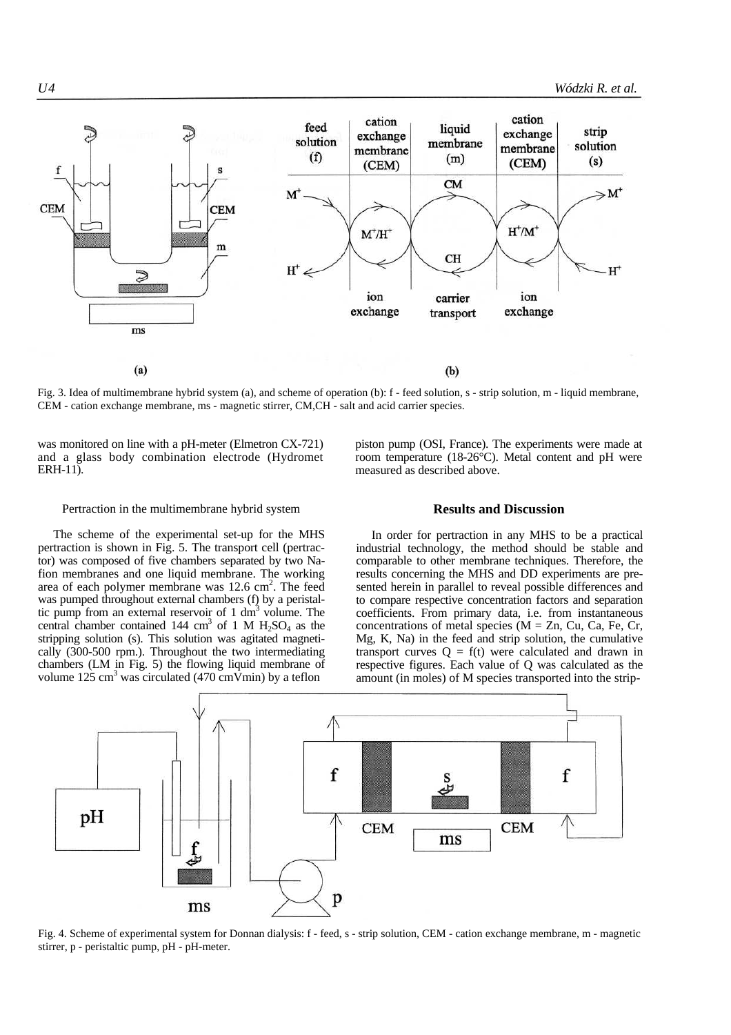Fig. 3. Idea of multimembrane hybrid system (a), and scheme of operation (b): f - feed solution, s - strip solution, m - liquid membrane, CEM - cation exchange membrane, ms - magnetic stirrer, CM,CH - salt and acid carrier species.

was monitored on line with a pH-meter (Elmetron CX-721) and a glass body combination electrode (Hydromet ERH-11).

Pertraction in the multimembrane hybrid system

The scheme of the experimental set-up for the MHS pertraction is shown in Fig. 5. The transport cell (pertractor) was composed of five chambers separated by two Nafion membranes and one liquid membrane. The working area of each polymer membrane was 12.6 $cm^2$. The feed was pumped throughout external chambers (f) by a peristaltic pump from an external reservoir of 1 $dm^3$ volume. The central chamber contained 144 $cm^3$ of 1 M $H_2SO_4$ as the stripping solution (s). This solution was agitated magnetically (300-500 rpm.). Throughout the two intermediating chambers (LM in Fig. 5) the flowing liquid membrane of volume 125 $cm^3$ was circulated (470 cmVmin) by a teflon piston pump (OSI, France). The experiments were made at room temperature (18-26°C). Metal content and pH were measured as described above.

## Results and Discussion

In order for pertraction in any MHS to be a practical industrial technology, the method should be stable and comparable to other membrane techniques. Therefore, the results concerning the MHS and DD experiments are presented herein in parallel to reveal possible differences and to compare respective concentration factors and separation coefficients. From primary data, i.e. from instantaneous concentrations of metal species (M = Zn, Cu, Ca, Fe, Cr, Mg, K, Na) in the feed and strip solution, the cumulative transport curves $Q = f(t)$ were calculated and drawn in respective figures. Each value of Q was calculated as the amount (in moles) of M species transported into the strip-

Fig. 4. Scheme of experimental system for Donnan dialysis: f - feed, s - strip solution, CEM - cation exchange membrane, m - magnetic stirrer, p - peristaltic pump, pH - pH-meter.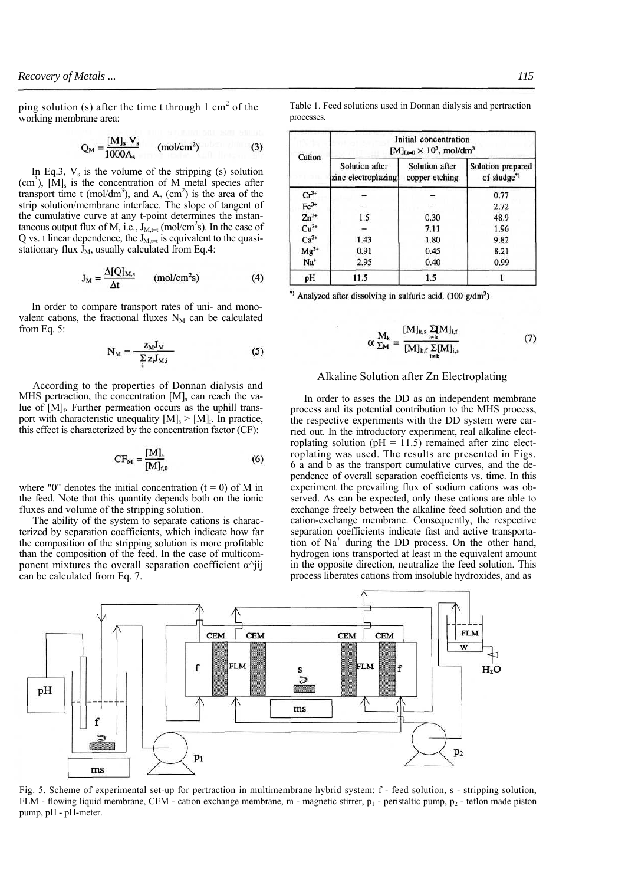ping solution (s) after the time t through 1 $cm^2$ of the working membrane area:

$$Q_M = \frac{[M]_s V_s}{1000 A_s} \quad (mol/cm^2) \qquad (3)$$

In Eq.3, $V_s$ is the volume of the stripping (s) solution ($cm^3$), $[M]_s$ is the concentration of M metal species after transport time t ($mol/dm^3$), and $A_s$ ($cm^2$) is the area of the strip solution/membrane interface. The slope of tangent of the cumulative curve at any t-point determines the instantaneous output flux of M, i.e., $J_{M,t=t}$ ($mol/cm^2s$). In the case of Q vs. t linear dependence, the $J_{M,t=t}$ is equivalent to the quasi-stationary flux $J_M$, usually calculated from Eq.4:

$$J_M = \frac{\Delta[Q]_{M,s}}{\Delta t} \quad (mol/cm^2s) \qquad (4)$$

In order to compare transport rates of uni- and monovalent cations, the fractional fluxes $N_M$ can be calculated from Eq. 5:

$$N_M = \frac{z_M J_M}{\sum_i z_i J_{M,i}} \qquad (5)$$

According to the properties of Donnan dialysis and MHS pertraction, the concentration $[M]_s$ can reach the value of $[M]_f$. Further permeation occurs as the uphill transport with characteristic unequality $[M]_s > [M]_f$. In practice, this effect is characterized by the concentration factor (CF):

$$CF_M = \frac{[M]_s}{[M]_{f,0}} \qquad (6)$$

where "0" denotes the initial concentration (t = 0) of M in the feed. Note that this quantity depends both on the ionic fluxes and volume of the stripping solution.

The ability of the system to separate cations is characterized by separation coefficients, which indicate how far the composition of the stripping solution is more profitable than the composition of the feed. In the case of multicomponent mixtures the overall separation coefficient α^jij can be calculated from Eq. 7.

Table 1. Feed solutions used in Donnan dialysis and pertraction processes.

| Cation | Initial concentration $[M]_{f,t=0} \times 10^3$, $mol/dm^3$ | | |
|---|---|---|---|
| | Solution after zinc electroplazing | Solution after copper etching | Solution prepared of sludge*) |
| $Cr^{3+}$ | – | – | 0.77 |
| $Fe^{3+}$ | – | – | 2.72 |
| $Zn^{2+}$ | 1.5 | 0.30 | 48.9 |
| $Cu^{2+}$ | – | 7.11 | 1.96 |
| $Ca^{2+}$ | 1.43 | 1.80 | 9.82 |
| $Mg^{2+}$ | 0.91 | 0.45 | 8.21 |
| $Na^{+}$ | 2.95 | 0.40 | 0.99 |
| pH | 11.5 | 1.5 | 1 |

*) Analyzed after dissolving in sulfuric acid, (100 $g/dm^3$)

$$\alpha_{\Sigma M}^{M_k} = \frac{[M]_{k,s} \sum_{i \neq k}[M]_{i,f}}{[M]_{k,f} \sum_{i \neq k}[M]_{i,s}} \qquad (7)$$

## Alkaline Solution after Zn Electroplating

In order to asses the DD as an independent membrane process and its potential contribution to the MHS process, the respective experiments with the DD system were carried out. In the introductory experiment, real alkaline electroplating solution (pH = 11.5) remained after zinc electroplating was used. The results are presented in Figs. 6 a and b as the transport cumulative curves, and the dependence of overall separation coefficients vs. time. In this experiment the prevailing flux of sodium cations was observed. As can be expected, only these cations are able to exchange freely between the alkaline feed solution and the cation-exchange membrane. Consequently, the respective separation coefficients indicate fast and active transportation of $Na^+$ during the DD process. On the other hand, hydrogen ions transported at least in the equivalent amount in the opposite direction, neutralize the feed solution. This process liberates cations from insoluble hydroxides, and as

Fig. 5. Scheme of experimental set-up for pertraction in multimembrane hybrid system: f - feed solution, s - stripping solution, FLM - flowing liquid membrane, CEM - cation exchange membrane, m - magnetic stirrer, $p_1$ - peristaltic pump, $p_2$ - teflon made piston pump, pH - pH-meter.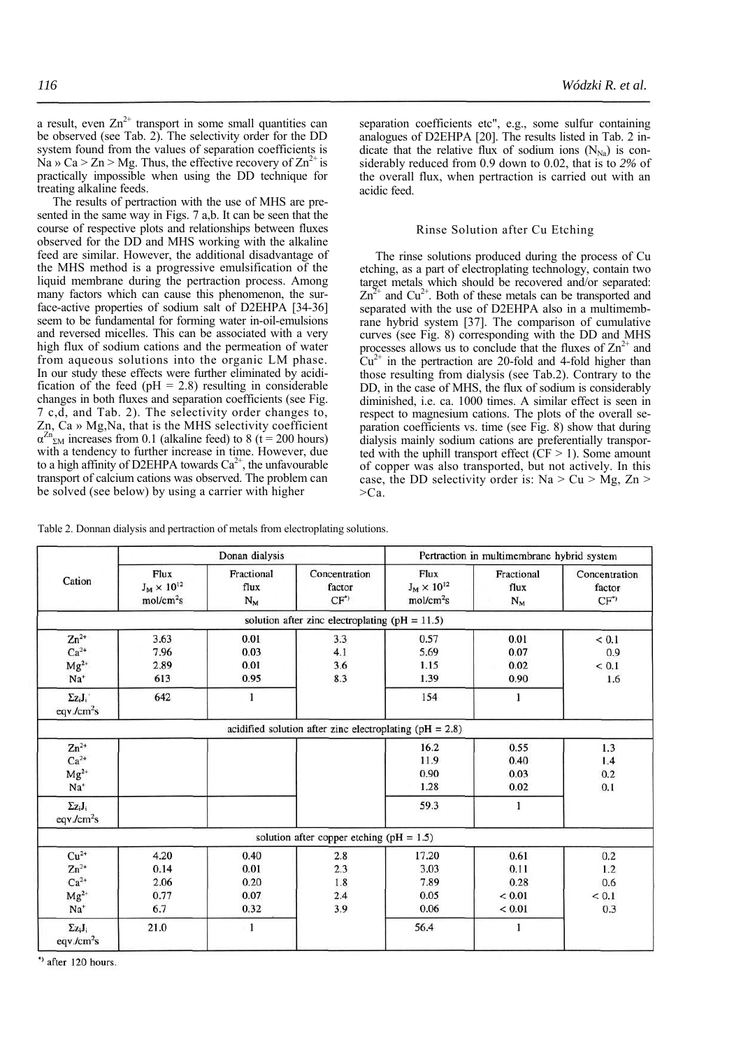a result, even $Zn^{2+}$ transport in some small quantities can be observed (see Tab. 2). The selectivity order for the DD system found from the values of separation coefficients is Na » Ca > Zn > Mg. Thus, the effective recovery of $Zn^{2+}$ is practically impossible when using the DD technique for treating alkaline feeds.

The results of pertraction with the use of MHS are presented in the same way in Figs. 7 a,b. It can be seen that the course of respective plots and relationships between fluxes observed for the DD and MHS working with the alkaline feed are similar. However, the additional disadvantage of the MHS method is a progressive emulsification of the liquid membrane during the pertraction process. Among many factors which can cause this phenomenon, the surface-active properties of sodium salt of D2EHPA [34-36] seem to be fundamental for forming water in-oil-emulsions and reversed micelles. This can be associated with a very high flux of sodium cations and the permeation of water from aqueous solutions into the organic LM phase. In our study these effects were further eliminated by acidification of the feed (pH = 2.8) resulting in considerable changes in both fluxes and separation coefficients (see Fig. 7 c,d, and Tab. 2). The selectivity order changes to, Zn, Ca » Mg,Na, that is the MHS selectivity coefficient $\alpha^{Zn}_{\Sigma M}$ increases from 0.1 (alkaline feed) to 8 (t = 200 hours) with a tendency to further increase in time. However, due to a high affinity of D2EHPA towards $Ca^{2+}$, the unfavourable transport of calcium cations was observed. The problem can be solved (see below) by using a carrier with higher separation coefficients etc", e.g., some sulfur containing analogues of D2EHPA [20]. The results listed in Tab. 2 indicate that the relative flux of sodium ions ($N_{Na}$) is considerably reduced from 0.9 down to 0.02, that is to *2%* of the overall flux, when pertraction is carried out with an acidic feed.

## Rinse Solution after Cu Etching

The rinse solutions produced during the process of Cu etching, as a part of electroplating technology, contain two target metals which should be recovered and/or separated: $Zn^{2+}$ and $Cu^{2+}$. Both of these metals can be transported and separated with the use of D2EHPA also in a multimembrane hybrid system [37]. The comparison of cumulative curves (see Fig. 8) corresponding with the DD and MHS processes allows us to conclude that the fluxes of $Zn^{2+}$ and $Cu^{2+}$ in the pertraction are 20-fold and 4-fold higher than those resulting from dialysis (see Tab.2). Contrary to the DD, in the case of MHS, the flux of sodium is considerably diminished, i.e. ca. 1000 times. A similar effect is seen in respect to magnesium cations. The plots of the overall separation coefficients vs. time (see Fig. 8) show that during dialysis mainly sodium cations are preferentially transported with the uphill transport effect (CF > 1). Some amount of copper was also transported, but not actively. In this case, the DD selectivity order is: Na > Cu > Mg, Zn > >Ca.

Table 2. Donnan dialysis and pertraction of metals from electroplating solutions.

| Cation | Donan dialysis | | | Pertraction in multimembrane hybrid system | | |
|---|---|---|---|---|---|---|
| | Flux $J_M \times 10^{12}$ mol/cm²s | Fractional flux $N_M$ | Concentration factor $CF^{*)}$ | Flux $J_M \times 10^{12}$ mol/cm²s | Fractional flux $N_M$ | Concentration factor $CF^{*)}$ |
| solution after zinc electroplating (pH = 11.5) | | | | | | |
| $Zn^{2+}$ | 3.63 | 0.01 | 3.3 | 0.57 | 0.01 | < 0.1 |
| $Ca^{2+}$ | 7.96 | 0.03 | 4.1 | 5.69 | 0.07 | 0.9 |
| $Mg^{2+}$ | 2.89 | 0.01 | 3.6 | 1.15 | 0.02 | < 0.1 |
| $Na^{+}$ | 613 | 0.95 | 8.3 | 1.39 | 0.90 | 1.6 |
| $\Sigma z_i J_i$ eqv./cm²s | 642 | 1 | | 154 | 1 | |
| acidified solution after zinc electroplating (pH = 2.8) | | | | | | |
| $Zn^{2+}$ | | | | 16.2 | 0.55 | 1.3 |
| $Ca^{2+}$ | | | | 11.9 | 0.40 | 1.4 |
| $Mg^{2+}$ | | | | 0.90 | 0.03 | 0.2 |
| $Na^{+}$ | | | | 1.28 | 0.02 | 0.1 |
| $\Sigma z_i J_i$ eqv./cm²s | | | | 59.3 | 1 | |
| solution after copper etching (pH = 1.5) | | | | | | |
| $Cu^{2+}$ | 4.20 | 0.40 | 2.8 | 17.20 | 0.61 | 0.2 |
| $Zn^{2+}$ | 0.14 | 0.01 | 2.3 | 3.03 | 0.11 | 1.2 |
| $Ca^{2+}$ | 2.06 | 0.20 | 1.8 | 7.89 | 0.28 | 0.6 |
| $Mg^{2+}$ | 0.77 | 0.07 | 2.4 | 0.05 | < 0.01 | < 0.1 |
| $Na^{+}$ | 6.7 | 0.32 | 3.9 | 0.06 | < 0.01 | 0.3 |
| $\Sigma z_i J_i$ eqv./cm²s | 21.0 | 1 | | 56.4 | 1 | |

*) after 120 hours.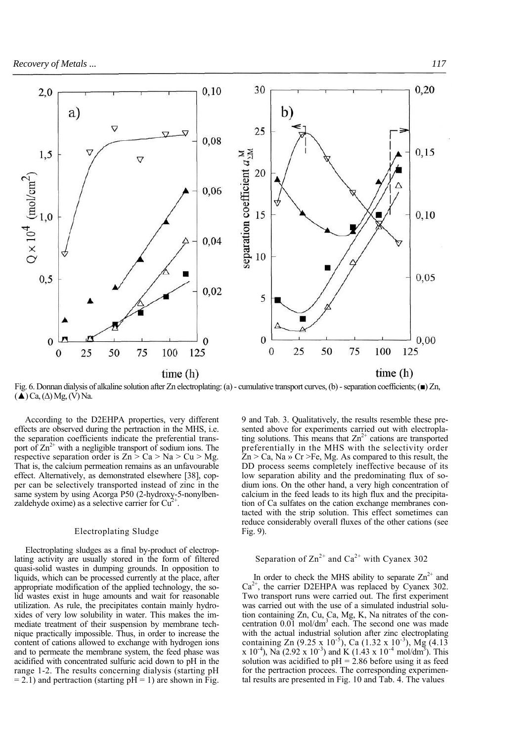Fig. 6. Donnan dialysis of alkaline solution after Zn electroplating: (a) - cumulative transport curves, (b) - separation coefficients; (■) Zn, (▲) Ca, (Δ) Mg, (∇) Na.

According to the D2EHPA properties, very different effects are observed during the pertraction in the MHS, i.e. the separation coefficients indicate the preferential transport of $Zn^{2+}$ with a negligible transport of sodium ions. The respective separation order is Zn > Ca > Na > Cu > Mg. That is, the calcium permeation remains as an unfavourable effect. Alternatively, as demonstrated elsewhere [38], copper can be selectively transported instead of zinc in the same system by using Acorga P50 (2-hydroxy-5-nonylbenzaldehyde oxime) as a selective carrier for $Cu^{2+}$.

## Electroplating Sludge

Electroplating sludges as a final by-product of electroplating activity are usually stored in the form of filtered quasi-solid wastes in dumping grounds. In opposition to liquids, which can be processed currently at the place, after appropriate modification of the applied technology, the solid wastes exist in huge amounts and wait for reasonable utilization. As rule, the precipitates contain mainly hydroxides of very low solubility in water. This makes the immediate treatment of their suspension by membrane technique practically impossible. Thus, in order to increase the content of cations allowed to exchange with hydrogen ions and to permeate the membrane system, the feed phase was acidified with concentrated sulfuric acid down to pH in the range 1-2. The results concerning dialysis (starting pH = 2.1) and pertraction (starting pH = 1) are shown in Fig. 9 and Tab. 3. Qualitatively, the results resemble these presented above for experiments carried out with electroplating solutions. This means that $Zn^{2+}$ cations are transported preferentially in the MHS with the selectivity order Zn > Ca, Na » Cr >Fe, Mg. As compared to this result, the DD process seems completely ineffective because of its low separation ability and the predominating flux of sodium ions. On the other hand, a very high concentration of calcium in the feed leads to its high flux and the precipitation of Ca sulfates on the cation exchange membranes contacted with the strip solution. This effect sometimes can reduce considerably overall fluxes of the other cations (see Fig. 9).

## Separation of $Zn^{2+}$ and $Ca^{2+}$ with Cyanex 302

In order to check the MHS ability to separate $Zn^{2+}$ and $Ca^{2+}$, the carrier D2EHPA was replaced by Cyanex 302. Two transport runs were carried out. The first experiment was carried out with the use of a simulated industrial solution containing Zn, Cu, Ca, Mg, K, Na nitrates of the concentration 0.01 mol/dm$^3$ each. The second one was made with the actual industrial solution after zinc electroplating containing Zn ($9.25 \times 10^{-5}$), Ca ($1.32 \times 10^{-3}$), Mg ($4.13 \times 10^{-4}$), Na ($2.92 \times 10^{-3}$) and K ($1.43 \times 10^{-4}$ mol/dm$^3$). This solution was acidified to pH = 2.86 before using it as feed for the pertraction procees. The corresponding experimental results are presented in Fig. 10 and Tab. 4. The values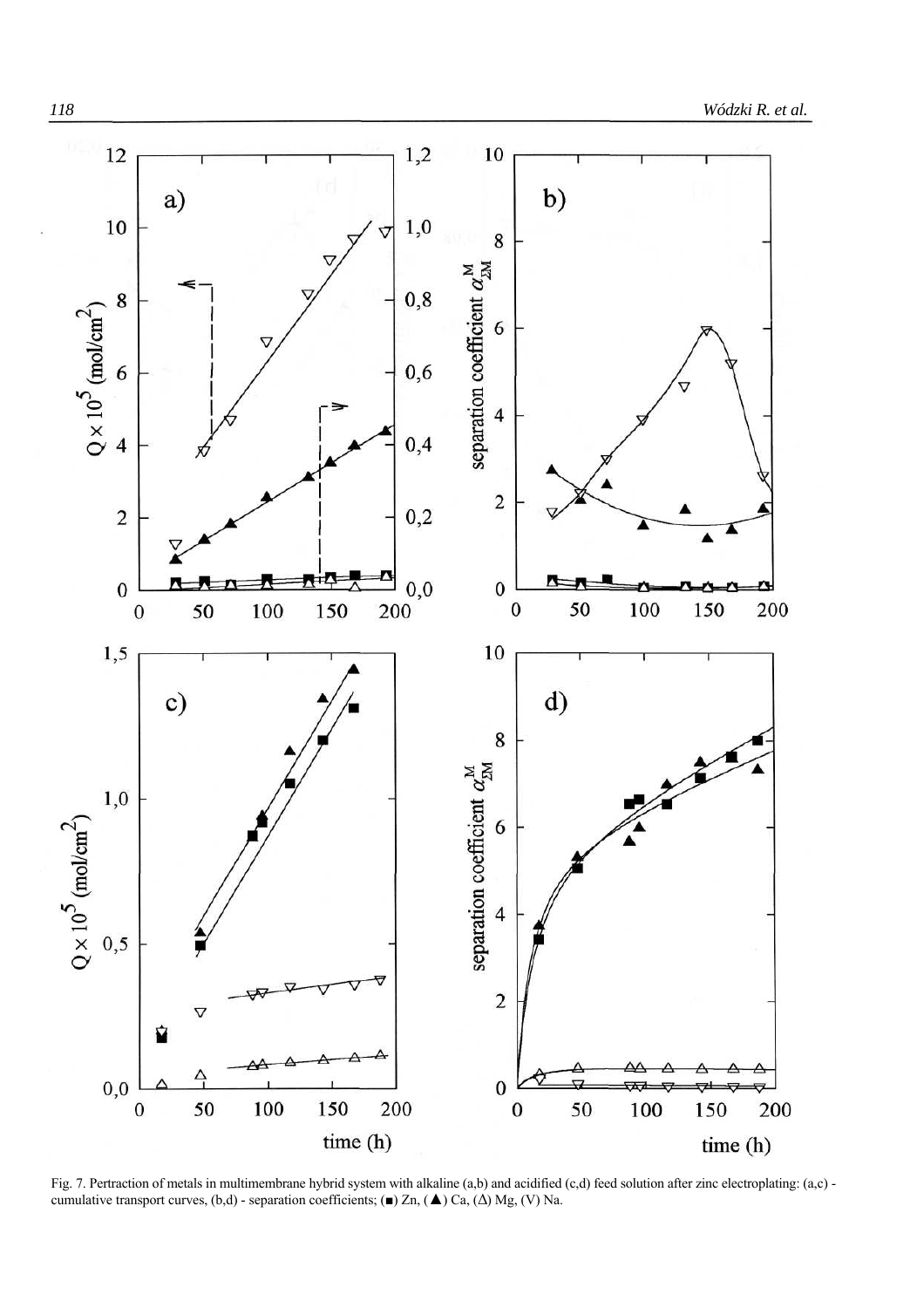Fig. 7. Pertraction of metals in multimembrane hybrid system with alkaline (a,b) and acidified (c,d) feed solution after zinc electroplating: (a,c) - cumulative transport curves, (b,d) - separation coefficients; (■) Zn, (▲) Ca, (Δ) Mg, (V) Na.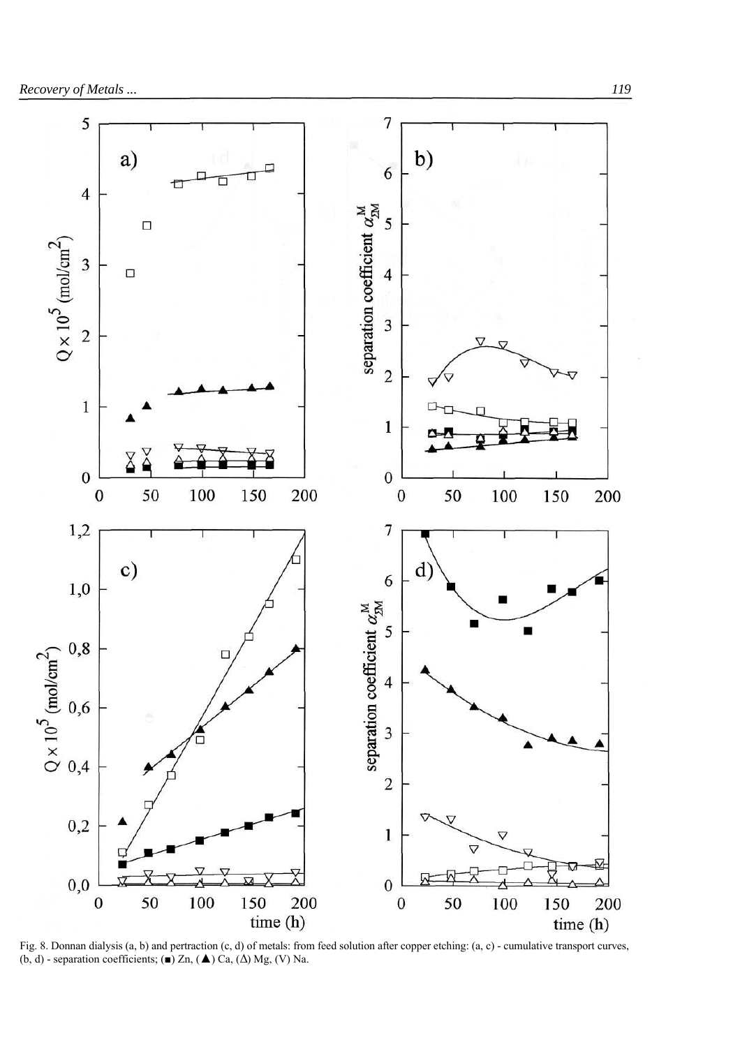Fig. 8. Donnan dialysis (a, b) and pertraction (c, d) of metals: from feed solution after copper etching: (a, c) - cumulative transport curves, (b, d) - separation coefficients; (■) Zn, (▲) Ca, (Δ) Mg, (V) Na.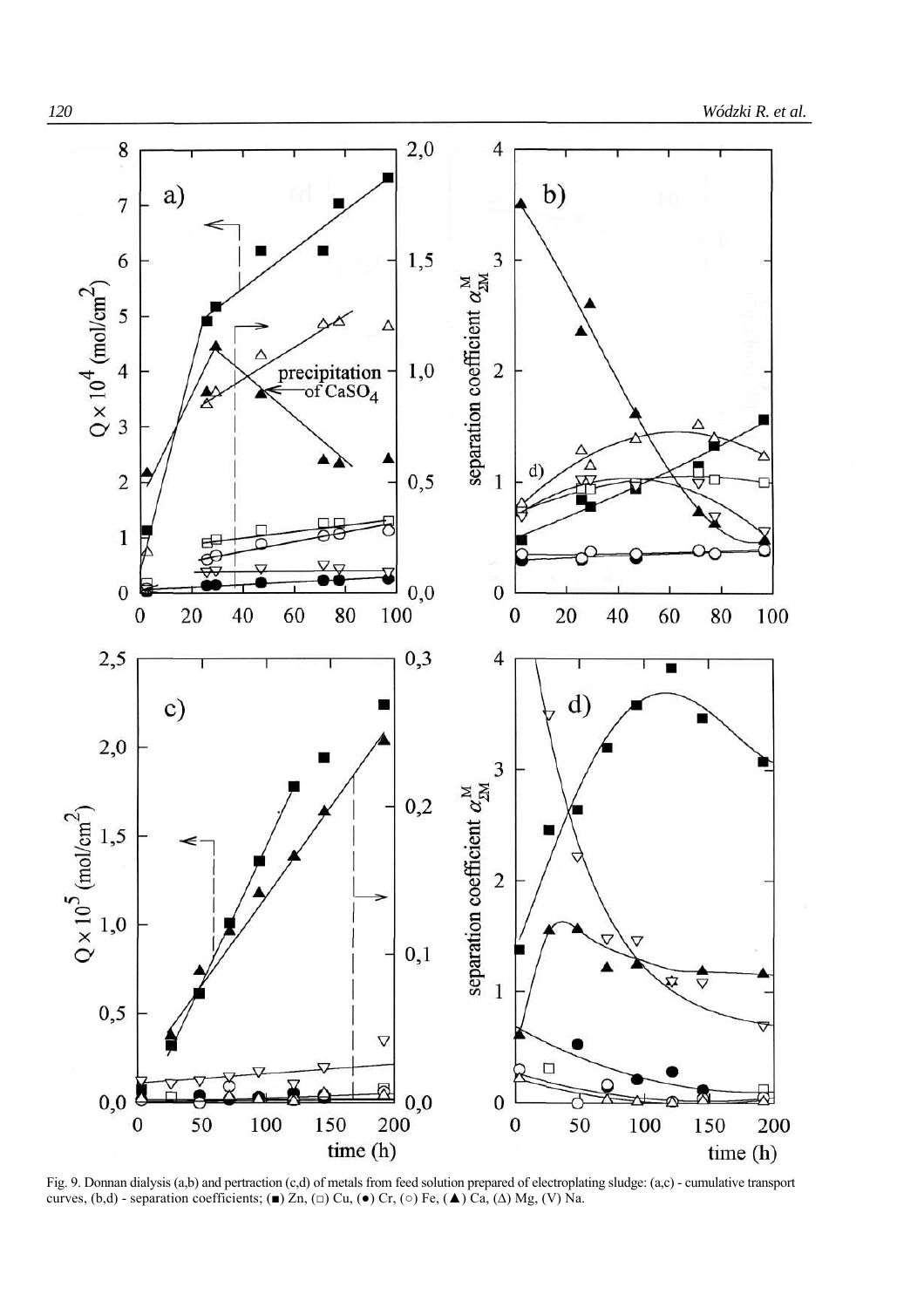Fig. 9. Donnan dialysis (a,b) and pertraction (c,d) of metals from feed solution prepared of electroplating sludge: (a,c) - cumulative transport curves, (b,d) - separation coefficients; (■) Zn, (□) Cu, (●) Cr, (○) Fe, (▲) Ca, (Δ) Mg, (V) Na.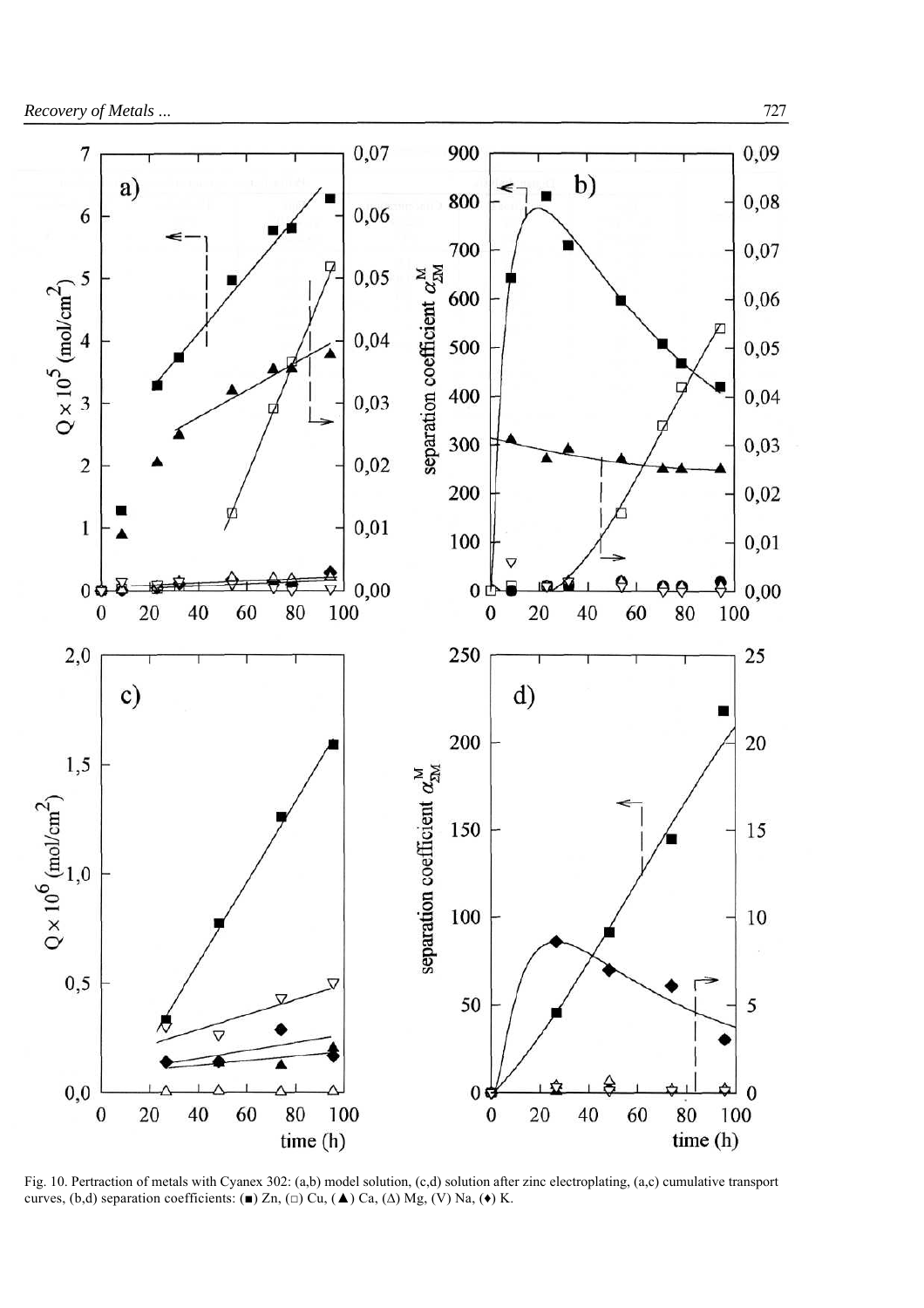Fig. 10. Pertraction of metals with Cyanex 302: (a,b) model solution, (c,d) solution after zinc electroplating, (a,c) cumulative transport curves, (b,d) separation coefficients: (■) Zn, (□) Cu, (▲) Ca, (Δ) Mg, (∇) Na, (♦) K.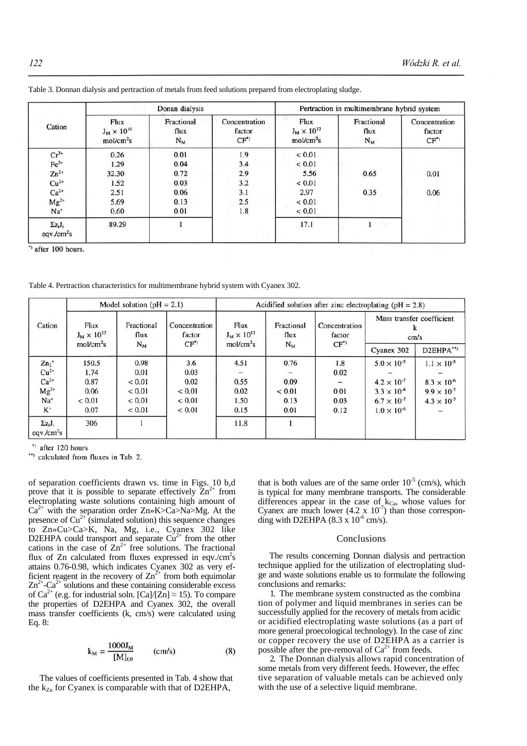Table 3. Donnan dialysis and pertraction of metals from feed solutions prepared from electroplating sludge.

| Cation | Donan dialysis | | | Pertraction in multimembrane hybrid system | | |
|---|---|---|---|---|---|---|
| | Flux $J_M \times 10^{10}$ mol/cm²s | Fractional flux $N_M$ | Concentration factor CF*) | Flux $J_M \times 10^{12}$ mol/cm²s | Fractional flux $N_M$ | Concentration factor CF*) |
| $Cr^{3+}$ | 0.26 | 0.01 | 1.9 | < 0.01 | | |
| $Fe^{3+}$ | 1.29 | 0.04 | 3.4 | < 0.01 | | |
| $Zn^{2+}$ | 32.30 | 0.72 | 2.9 | 5.56 | 0.65 | 0.01 |
| $Cu^{2+}$ | 1.52 | 0.03 | 3.2 | < 0.01 | | |
| $Ca^{2+}$ | 2.51 | 0.06 | 3.1 | 2.97 | 0.35 | 0.06 |
| $Mg^{2+}$ | 5.69 | 0.13 | 2.5 | < 0.01 | | |
| $Na^{+}$ | 0.60 | 0.01 | 1.8 | < 0.01 | | |
| $\Sigma z_i J_i$ eqv./cm²s | 89.29 | 1 | | 17.1 | 1 | |

*) after 100 hours.

Table 4. Pertraction characteristics for multimembrane hybrid system with Cyanex 302.

| Cation | Model solution (pH = 2.1) | | | Acidified solution after zinc electroplating (pH = 2.8) | | | | |
|---|---|---|---|---|---|---|---|---|
| | Flux $J_M \times 10^{12}$ mol/cm²s | Fractional flux $N_M$ | Concentration factor CF*) | Flux $J_M \times 10^{12}$ mol/cm²s | Fractional flux $N_M$ | Concentration factor CF*) | Mass transfer coefficient k cm/s | |
| | | | | | | | Cyanex 302 | D2EHPA**) |
| $Zn_2^{+}$ | 150.5 | 0.98 | 3.6 | 4.51 | 0.76 | 1.8 | $5.0 \times 10^{-5}$ | $1.1 \times 10^{-5}$ |
| $Cu^{2+}$ | 1.74 | 0.01 | 0.03 | – | – | 0.02 | – | – |
| $Ca^{2+}$ | 0.87 | < 0.01 | 0.02 | 0.55 | 0.09 | – | $4.2 \times 10^{-7}$ | $8.3 \times 10^{-6}$ |
| $Mg^{2+}$ | 0.06 | < 0.01 | < 0.01 | 0.02 | < 0.01 | 0.01 | $3.3 \times 10^{-8}$ | $9.9 \times 10^{-7}$ |
| $Na^{+}$ | < 0.01 | < 0.01 | < 0.01 | 1.50 | 0.13 | 0.03 | $6.7 \times 10^{-7}$ | $4.3 \times 10^{-7}$ |
| $K^{+}$ | 0.07 | < 0.01 | < 0.01 | 0.15 | 0.01 | 0.12 | $1.0 \times 10^{-6}$ | – |
| $\Sigma z_i J_i$ eqv./cm²s | 306 | 1 | | 11.8 | 1 | | | |

*) after 120 hours

**) calculated from fluxes in Tab. 2.

of separation coefficients drawn vs. time in Figs. 10 b,d prove that it is possible to separate effectively $Zn^{2+}$ from electroplating waste solutions containing high amount of $Ca^{2+}$ with the separation order Zn»K>Ca>Na>Mg. At the presence of $Cu^{2+}$ (simulated solution) this sequence changes to Zn»Cu>Ca>K, Na, Mg, i.e., Cyanex 302 like D2EHPA could transport and separate $Cu^{2+}$ from the other cations in the case of $Zn^{2+}$ free solutions. The fractional flux of Zn calculated from fluxes expressed in eqv./cm²s attains 0.76-0.98, which indicates Cyanex 302 as very efficient reagent in the recovery of $Zn^{2+}$ from both equimolar $Zn^{2+}$-$Ca^{2+}$ solutions and these containing considerable excess of $Ca^{2+}$ (e.g. for industrial soln. [Ca]/[Zn] ≈ 15). To compare the properties of D2EHPA and Cyanex 302, the overall mass transfer coefficients (k, cm/s) were calculated using Eq. 8:

$$k_M = \frac{1000 J_M}{[M]_{f,0}} \qquad \text{(cm/s)} \qquad (8)$$

The values of coefficients presented in Tab. 4 show that the $k_{Zn}$ for Cyanex is comparable with that of D2EHPA, that is both values are of the same order $10^{-5}$ (cm/s), which is typical for many membrane transports. The considerable differences appear in the case of $k_{Ca}$, whose values for Cyanex are much lower ($4.2 \times 10^{-7}$) than those corresponding with D2EHPA ($8.3 \times 10^{-6}$ cm/s).

## Conclusions

The results concerning Donnan dialysis and pertraction technique applied for the utilization of electroplating sludge and waste solutions enable us to formulate the following conclusions and remarks:

1. The membrane system constructed as the combination of polymer and liquid membranes in series can be successfully applied for the recovery of metals from acidic or acidified electroplating waste solutions (as a part of more general proecological technology). In the case of zinc or copper recovery the use of D2EHPA as a carrier is possible after the pre-removal of $Ca^{2+}$ from feeds.

2. The Donnan dialysis allows rapid concentration of some metals from very different feeds. However, the effective separation of valuable metals can be achieved only with the use of a selective liquid membrane.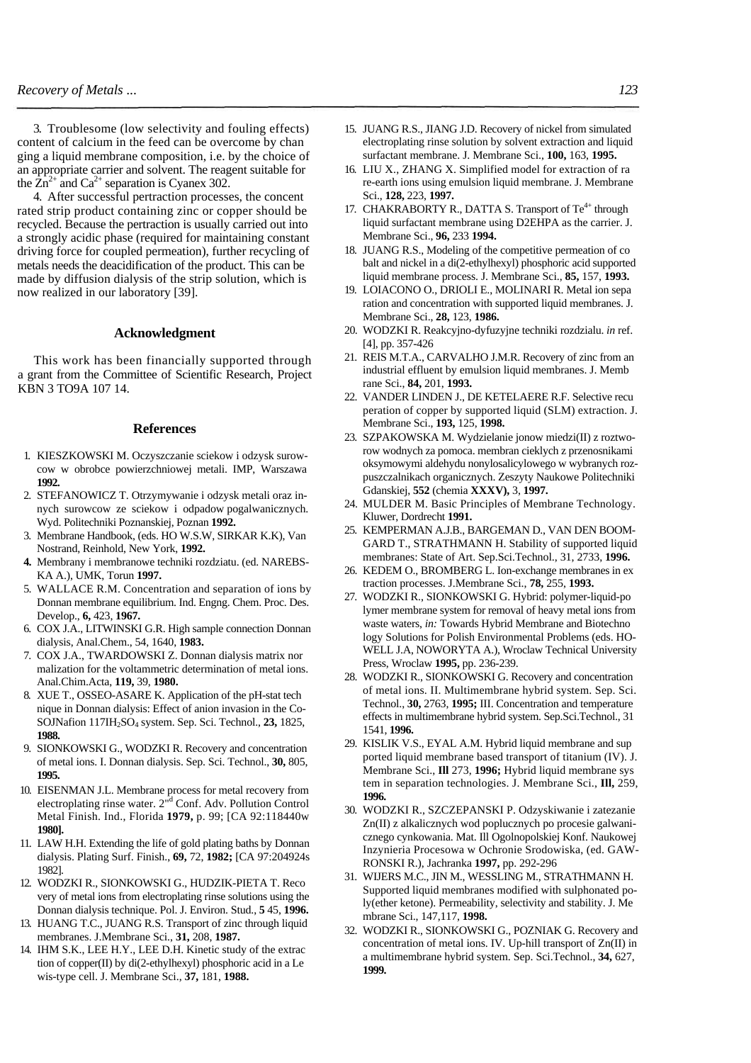3. Troublesome (low selectivity and fouling effects) content of calcium in the feed can be overcome by changing a liquid membrane composition, i.e. by the choice of an appropriate carrier and solvent. The reagent suitable for the $Zn^{2+}$ and $Ca^{2+}$ separation is Cyanex 302.

4. After successful pertraction processes, the concentrated strip product containing zinc or copper should be recycled. Because the pertraction is usually carried out into a strongly acidic phase (required for maintaining constant driving force for coupled permeation), further recycling of metals needs the deacidification of the product. This can be made by diffusion dialysis of the strip solution, which is now realized in our laboratory [39].

### Acknowledgment

This work has been financially supported through a grant from the Committee of Scientific Research, Project KBN 3 TO9A 107 14.

### References

1. KIESZKOWSKI M. Oczyszczanie sciekow i odzysk surowcow w obrobce powierzchniowej metali. IMP, Warszawa **1992.**
2. STEFANOWICZ T. Otrzymywanie i odzysk metali oraz innych surowcow ze sciekow i odpadow pogalwanicznych. Wyd. Politechniki Poznanskiej, Poznan **1992.**
3. Membrane Handbook, (eds. HO W.S.W, SIRKAR K.K), Van Nostrand, Reinhold, New York, **1992.**
4. Membrany i membranowe techniki rozdziatu. (ed. NAREBSKA A.), UMK, Torun **1997.**
5. WALLACE R.M. Concentration and separation of ions by Donnan membrane equilibrium. Ind. Engng. Chem. Proc. Des. Develop., **6,** 423, **1967.**
6. COX J.A., LITWINSKI G.R. High sample connection Donnan dialysis, Anal.Chem., 54, 1640, **1983.**
7. COX J.A., TWARDOWSKI Z. Donnan dialysis matrix normalization for the voltammetric determination of metal ions. Anal.Chim.Acta, **119,** 39, **1980.**
8. XUE T., OSSEO-ASARE K. Application of the pH-stat technique in Donnan dialysis: Effect of anion invasion in the Co-SOJNafion 117IH$_2$SO$_4$ system. Sep. Sci. Technol., **23,** 1825, **1988.**
9. SIONKOWSKI G., WODZKI R. Recovery and concentration of metal ions. I. Donnan dialysis. Sep. Sci. Technol., **30,** 805, **1995.**
10. EISENMAN J.L. Membrane process for metal recovery from electroplating rinse water. 2$^{nd}$ Conf. Adv. Pollution Control Metal Finish. Ind., Florida **1979,** p. 99; [CA 92:118440w **1980].**
11. LAW H.H. Extending the life of gold plating baths by Donnan dialysis. Plating Surf. Finish., **69,** 72, **1982;** [CA 97:204924s 1982].
12. WODZKI R., SIONKOWSKI G., HUDZIK-PIETA T. Recovery of metal ions from electroplating rinse solutions using the Donnan dialysis technique. Pol. J. Environ. Stud., **5** 45, **1996.**
13. HUANG T.C., JUANG R.S. Transport of zinc through liquid membranes. J.Membrane Sci., **31,** 208, **1987.**
14. IHM S.K., LEE H.Y., LEE D.H. Kinetic study of the extraction of copper(II) by di(2-ethylhexyl) phosphoric acid in a Lewis-type cell. J. Membrane Sci., **37,** 181, **1988.**
15. JUANG R.S., JIANG J.D. Recovery of nickel from simulated electroplating rinse solution by solvent extraction and liquid surfactant membrane. J. Membrane Sci., **100,** 163, **1995.**
16. LIU X., ZHANG X. Simplified model for extraction of rare-earth ions using emulsion liquid membrane. J. Membrane Sci., **128,** 223, **1997.**
17. CHAKRABORTY R., DATTA S. Transport of $Te^{4+}$ through liquid surfactant membrane using D2EHPA as the carrier. J. Membrane Sci., **96,** 233 **1994.**
18. JUANG R.S., Modeling of the competitive permeation of cobalt and nickel in a di(2-ethylhexyl) phosphoric acid supported liquid membrane process. J. Membrane Sci., **85,** 157, **1993.**
19. LOIACONO O., DRIOLI E., MOLINARI R. Metal ion separation and concentration with supported liquid membranes. J. Membrane Sci., **28,** 123, **1986.**
20. WODZKI R. Reakcyjno-dyfuzyjne techniki rozdzialu. *in* ref. [4], pp. 357-426
21. REIS M.T.A., CARVALHO J.M.R. Recovery of zinc from an industrial effluent by emulsion liquid membranes. J. Membrane Sci., **84,** 201, **1993.**
22. VANDER LINDEN J., DE KETELAERE R.F. Selective recuperation of copper by supported liquid (SLM) extraction. J. Membrane Sci., **193,** 125, **1998.**
23. SZPAKOWSKA M. Wydzielanie jonow miedzi(II) z roztworow wodnych za pomoca. membran cieklych z przenosnikami oksymowymi aldehydu nonylosalicylowego w wybranych rozpuszczalnikach organicznych. Zeszyty Naukowe Politechniki Gdanskiej, **552** (chemia **XXXV),** 3, **1997.**
24. MULDER M. Basic Principles of Membrane Technology. Kluwer, Dordrecht **1991.**
25. KEMPERMAN A.J.B., BARGEMAN D., VAN DEN BOOMGARD T., STRATHMANN H. Stability of supported liquid membranes: State of Art. Sep.Sci.Technol., 31, 2733, **1996.**
26. KEDEM O., BROMBERG L. Ion-exchange membranes in extraction processes. J.Membrane Sci., **78,** 255, **1993.**
27. WODZKI R., SIONKOWSKI G. Hybrid: polymer-liquid-polymer membrane system for removal of heavy metal ions from waste waters, *in:* Towards Hybrid Membrane and Biotechnology Solutions for Polish Environmental Problems (eds. HOWELL J.A, NOWORYTA A.), Wroclaw Technical University Press, Wroclaw **1995,** pp. 236-239.
28. WODZKI R., SIONKOWSKI G. Recovery and concentration of metal ions. II. Multimembrane hybrid system. Sep. Sci. Technol., **30,** 2763, **1995;** III. Concentration and temperature effects in multimembrane hybrid system. Sep.Sci.Technol., 31 1541, **1996.**
29. KISLIK V.S., EYAL A.M. Hybrid liquid membrane and supported liquid membrane based transport of titanium (IV). J. Membrane Sci., **Ill** 273, **1996;** Hybrid liquid membrane system in separation technologies. J. Membrane Sci., **Ill,** 259, **1996.**
30. WODZKI R., SZCZEPANSKI P. Odzyskiwanie i zatezanie Zn(II) z alkalicznych wod poplucznych po procesie galwanicznego cynkowania. Mat. Ill Ogolnopolskiej Konf. Naukowej Inzynieria Procesowa w Ochronie Srodowiska, (ed. GAWRONSKI R.), Jachranka **1997,** pp. 292-296
31. WIJERS M.C., JIN M., WESSLING M., STRATHMANN H. Supported liquid membranes modified with sulphonated poly(ether ketone). Permeability, selectivity and stability. J. Membrane Sci., 147,117, **1998.**
32. WODZKI R., SIONKOWSKI G., POZNIAK G. Recovery and concentration of metal ions. IV. Up-hill transport of Zn(II) in a multimembrane hybrid system. Sep. Sci.Technol., **34,** 627, **1999.**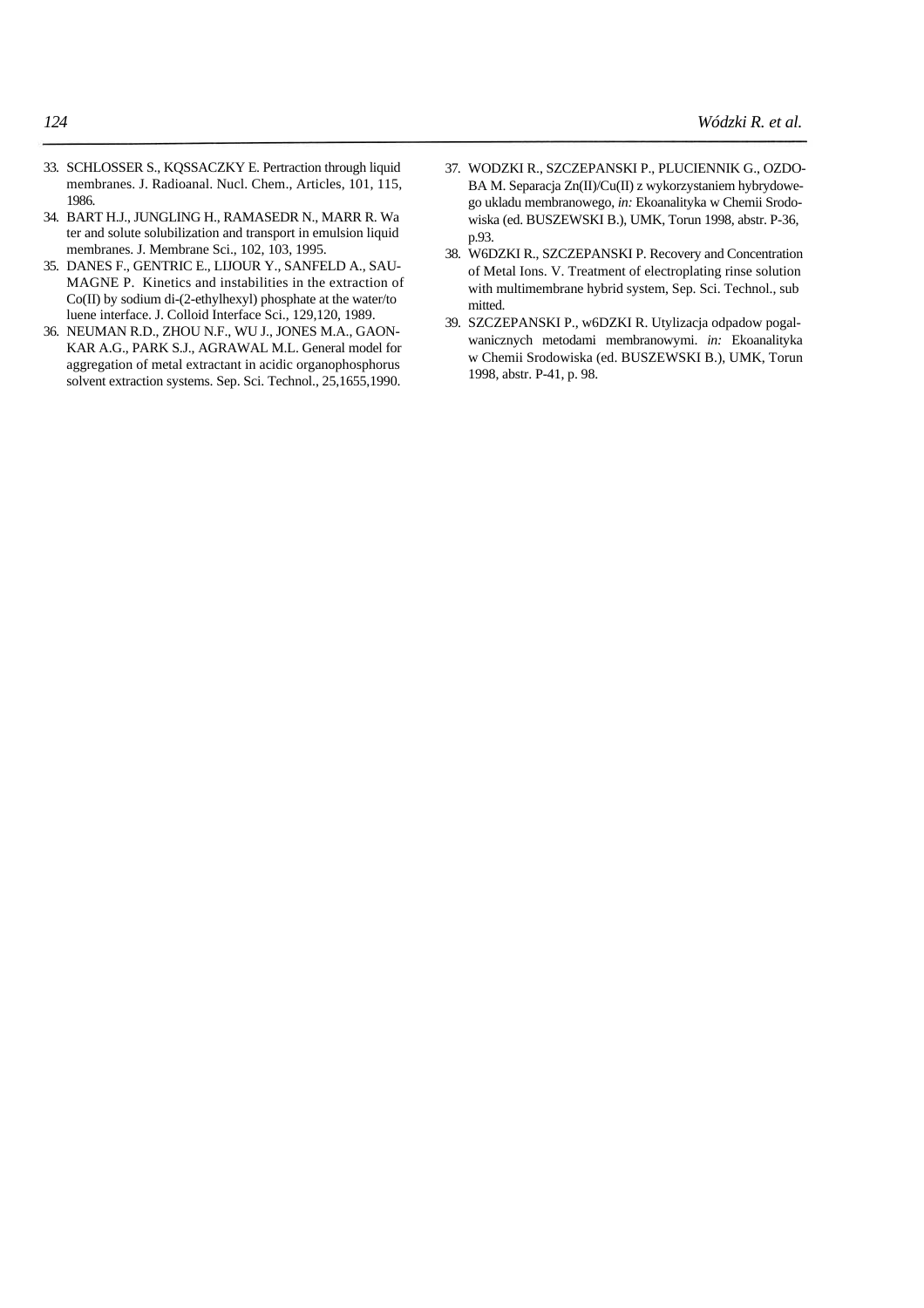33. SCHLOSSER S., KQSSACZKY E. Pertraction through liquid membranes. J. Radioanal. Nucl. Chem., Articles, 101, 115, 1986.
34. BART H.J., JUNGLING H., RAMASEDR N., MARR R. Water and solute solubilization and transport in emulsion liquid membranes. J. Membrane Sci., 102, 103, 1995.
35. DANES F., GENTRIC E., LIJOUR Y., SANFELD A., SAUMAGNE P. Kinetics and instabilities in the extraction of Co(II) by sodium di-(2-ethylhexyl) phosphate at the water/toluene interface. J. Colloid Interface Sci., 129,120, 1989.
36. NEUMAN R.D., ZHOU N.F., WU J., JONES M.A., GAONKAR A.G., PARK S.J., AGRAWAL M.L. General model for aggregation of metal extractant in acidic organophosphorus solvent extraction systems. Sep. Sci. Technol., 25,1655,1990.
37. WODZKI R., SZCZEPANSKI P., PLUCIENNIK G., OZDOBA M. Separacja Zn(II)/Cu(II) z wykorzystaniem hybrydowego ukladu membranowego, *in:* Ekoanalityka w Chemii Srodowiska (ed. BUSZEWSKI B.), UMK, Torun 1998, abstr. P-36, p.93.
38. W6DZKI R., SZCZEPANSKI P. Recovery and Concentration of Metal Ions. V. Treatment of electroplating rinse solution with multimembrane hybrid system, Sep. Sci. Technol., submitted.
39. SZCZEPANSKI P., w6DZKI R. Utylizacja odpadow pogalwanicznych metodami membranowymi. *in:* Ekoanalityka w Chemii Srodowiska (ed. BUSZEWSKI B.), UMK, Torun 1998, abstr. P-41, p. 98.